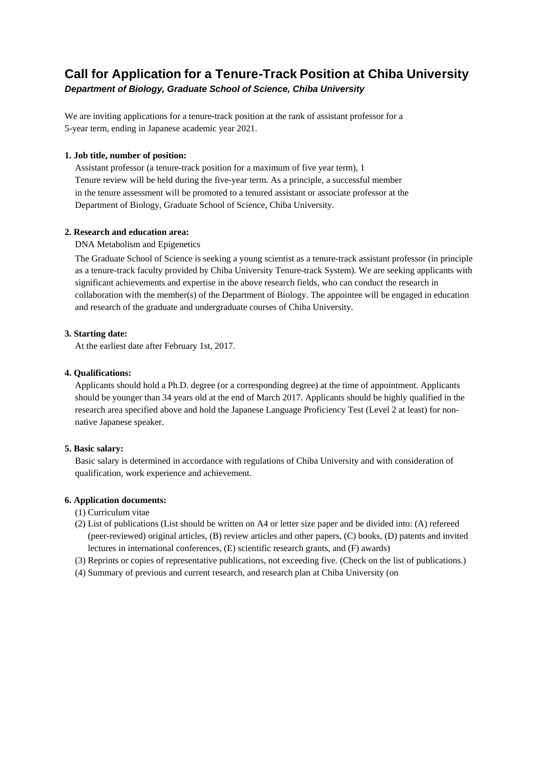# Call for Application for a Tenure-Track Position at Chiba University

***Department of Biology, Graduate School of Science, Chiba University***

We are inviting applications for a tenure-track position at the rank of assistant professor for a 5-year term, ending in Japanese academic year 2021.

**1. Job title, number of position:**

Assistant professor (a tenure-track position for a maximum of five year term), 1
Tenure review will be held during the five-year term. As a principle, a successful member in the tenure assessment will be promoted to a tenured assistant or associate professor at the Department of Biology, Graduate School of Science, Chiba University.

**2. Research and education area:**

DNA Metabolism and Epigenetics

The Graduate School of Science is seeking a young scientist as a tenure-track assistant professor (in principle as a tenure-track faculty provided by Chiba University Tenure-track System). We are seeking applicants with significant achievements and expertise in the above research fields, who can conduct the research in collaboration with the member(s) of the Department of Biology. The appointee will be engaged in education and research of the graduate and undergraduate courses of Chiba University.

**3. Starting date:**

At the earliest date after February 1st, 2017.

**4. Qualifications:**

Applicants should hold a Ph.D. degree (or a corresponding degree) at the time of appointment. Applicants should be younger than 34 years old at the end of March 2017. Applicants should be highly qualified in the research area specified above and hold the Japanese Language Proficiency Test (Level 2 at least) for non-native Japanese speaker.

**5. Basic salary:**

Basic salary is determined in accordance with regulations of Chiba University and with consideration of qualification, work experience and achievement.

**6. Application documents:**

(1) Curriculum vitae

(2) List of publications (List should be written on A4 or letter size paper and be divided into: (A) refereed (peer-reviewed) original articles, (B) review articles and other papers, (C) books, (D) patents and invited lectures in international conferences, (E) scientific research grants, and (F) awards)

(3) Reprints or copies of representative publications, not exceeding five. (Check on the list of publications.)

(4) Summary of previous and current research, and research plan at Chiba University (on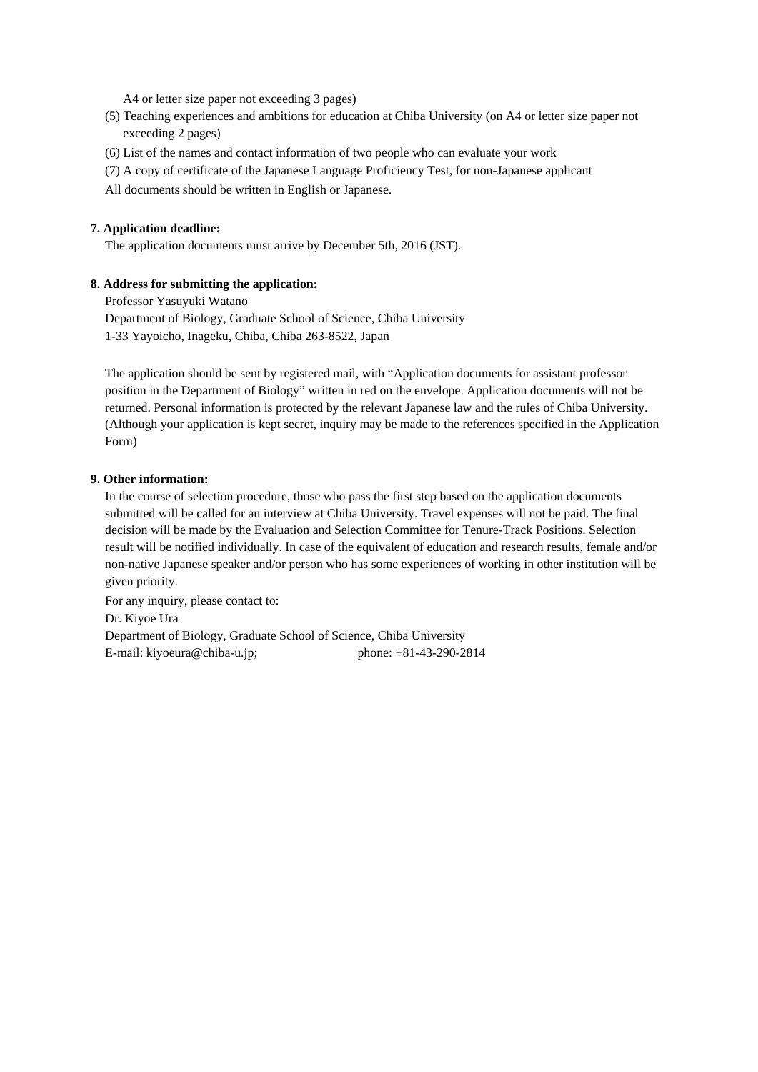A4 or letter size paper not exceeding 3 pages)

(5) Teaching experiences and ambitions for education at Chiba University (on A4 or letter size paper not exceeding 2 pages)

(6) List of the names and contact information of two people who can evaluate your work

(7) A copy of certificate of the Japanese Language Proficiency Test, for non-Japanese applicant

All documents should be written in English or Japanese.

**7. Application deadline:**

The application documents must arrive by December 5th, 2016 (JST).

**8. Address for submitting the application:**

Professor Yasuyuki Watano
Department of Biology, Graduate School of Science, Chiba University
1-33 Yayoicho, Inageku, Chiba, Chiba 263-8522, Japan

The application should be sent by registered mail, with "Application documents for assistant professor position in the Department of Biology" written in red on the envelope. Application documents will not be returned. Personal information is protected by the relevant Japanese law and the rules of Chiba University. (Although your application is kept secret, inquiry may be made to the references specified in the Application Form)

**9. Other information:**

In the course of selection procedure, those who pass the first step based on the application documents submitted will be called for an interview at Chiba University. Travel expenses will not be paid. The final decision will be made by the Evaluation and Selection Committee for Tenure-Track Positions. Selection result will be notified individually. In case of the equivalent of education and research results, female and/or non-native Japanese speaker and/or person who has some experiences of working in other institution will be given priority.

For any inquiry, please contact to:
Dr. Kiyoe Ura
Department of Biology, Graduate School of Science, Chiba University
E-mail: kiyoeura@chiba-u.jp; phone: +81-43-290-2814